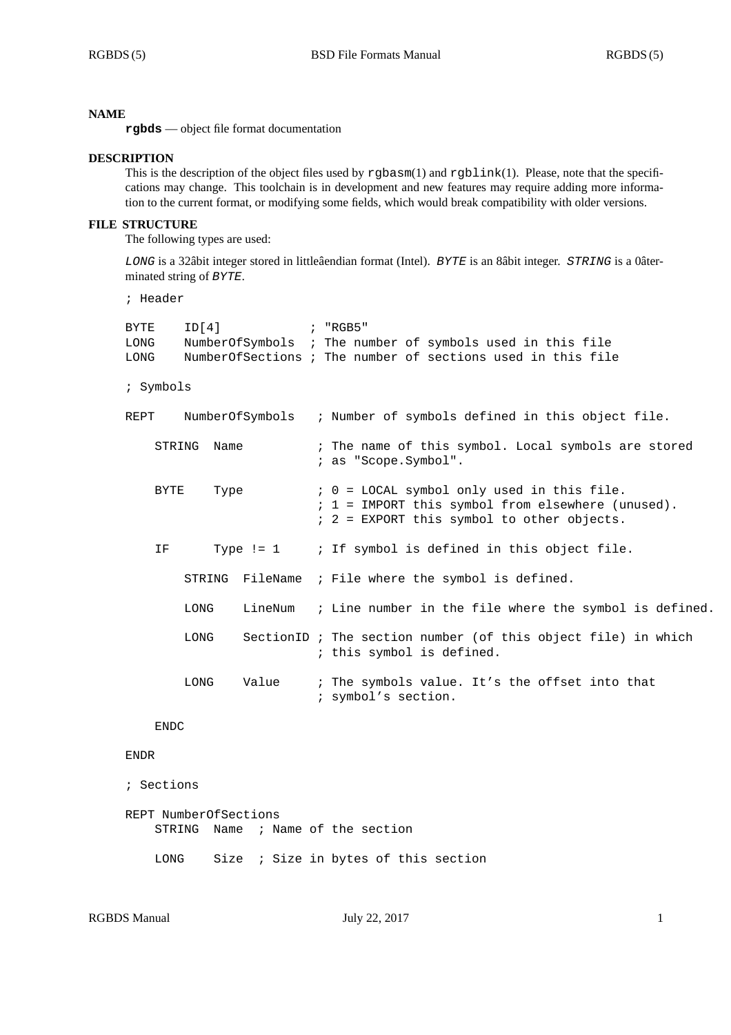## NAME

**rgbds** — object file format documentation

## DESCRIPTION

This is the description of the object files used by `rgbasm`(1) and `rgblink`(1). Please, note that the specifications may change. This toolchain is in development and new features may require adding more information to the current format, or modifying some fields, which would break compatibility with older versions.

## FILE STRUCTURE

The following types are used:

*LONG* is a 32âbit integer stored in littleâendian format (Intel). *BYTE* is an 8âbit integer. *STRING* is a 0âterminated string of *BYTE*.

```
; Header

BYTE    ID[4]            ; "RGB5"
LONG    NumberOfSymbols  ; The number of symbols used in this file
LONG    NumberOfSections ; The number of sections used in this file

; Symbols

REPT    NumberOfSymbols   ; Number of symbols defined in this object file.

    STRING  Name          ; The name of this symbol. Local symbols are stored
                          ; as "Scope.Symbol".

    BYTE    Type          ; 0 = LOCAL symbol only used in this file.
                          ; 1 = IMPORT this symbol from elsewhere (unused).
                          ; 2 = EXPORT this symbol to other objects.

    IF      Type != 1     ; If symbol is defined in this object file.

        STRING  FileName  ; File where the symbol is defined.

        LONG    LineNum   ; Line number in the file where the symbol is defined.

        LONG    SectionID ; The section number (of this object file) in which
                          ; this symbol is defined.

        LONG    Value     ; The symbols value. It's the offset into that
                          ; symbol's section.

    ENDC

ENDR

; Sections

REPT NumberOfSections
    STRING  Name  ; Name of the section

    LONG    Size  ; Size in bytes of this section
```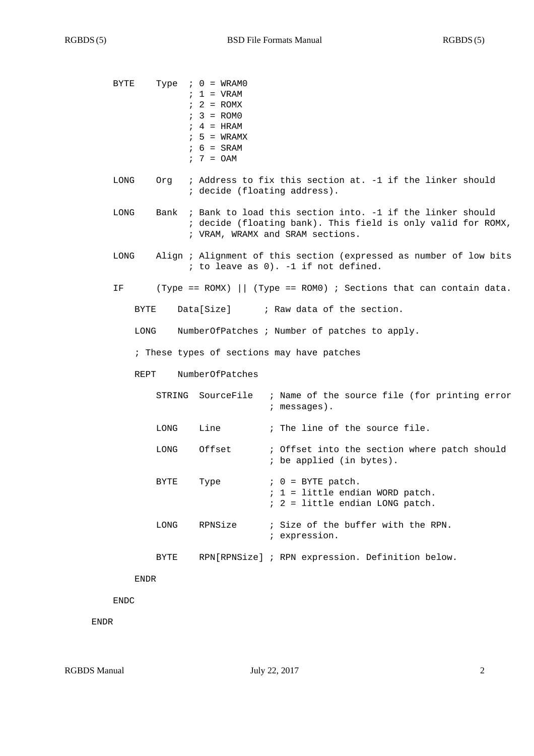```
    BYTE    Type  ; 0 = WRAM0
                  ; 1 = VRAM
                  ; 2 = ROMX
                  ; 3 = ROM0
                  ; 4 = HRAM
                  ; 5 = WRAMX
                  ; 6 = SRAM
                  ; 7 = OAM

    LONG    Org   ; Address to fix this section at. -1 if the linker should
                  ; decide (floating address).

    LONG    Bank  ; Bank to load this section into. -1 if the linker should
                  ; decide (floating bank). This field is only valid for ROMX,
                  ; VRAM, WRAMX and SRAM sections.

    LONG    Align ; Alignment of this section (expressed as number of low bits
                  ; to leave as 0). -1 if not defined.

    IF      (Type == ROMX) || (Type == ROM0) ; Sections that can contain data.

        BYTE    Data[Size]      ; Raw data of the section.

        LONG    NumberOfPatches ; Number of patches to apply.

        ; These types of sections may have patches

        REPT    NumberOfPatches

            STRING  SourceFile   ; Name of the source file (for printing error
                                 ; messages).

            LONG    Line         ; The line of the source file.

            LONG    Offset       ; Offset into the section where patch should
                                 ; be applied (in bytes).

            BYTE    Type         ; 0 = BYTE patch.
                                 ; 1 = little endian WORD patch.
                                 ; 2 = little endian LONG patch.

            LONG    RPNSize      ; Size of the buffer with the RPN.
                                 ; expression.

            BYTE    RPN[RPNSize] ; RPN expression. Definition below.

        ENDR

    ENDC

ENDR
```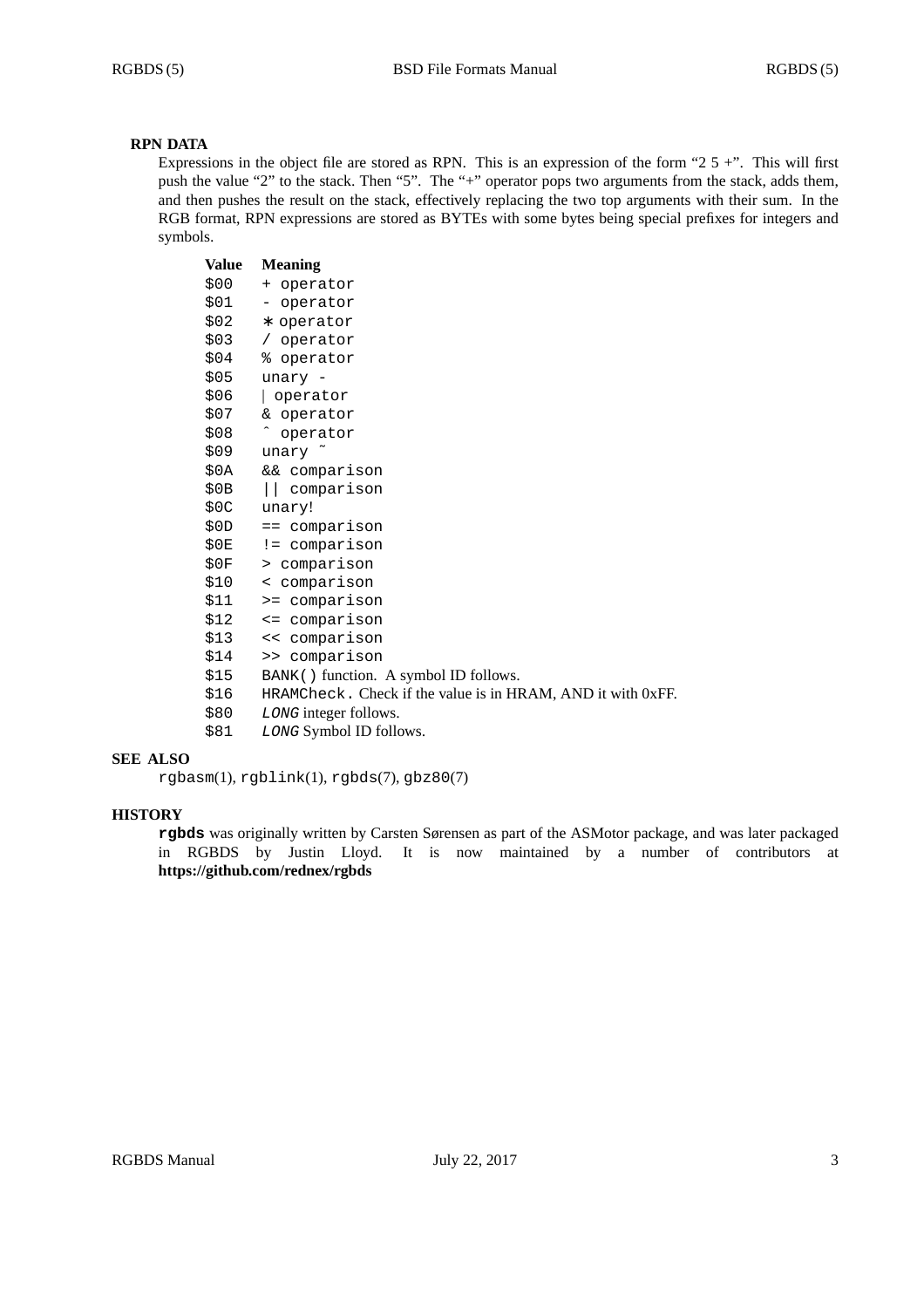### RPN DATA

Expressions in the object file are stored as RPN. This is an expression of the form "2 5 +". This will first push the value "2" to the stack. Then "5". The "+" operator pops two arguments from the stack, adds them, and then pushes the result on the stack, effectively replacing the two top arguments with their sum. In the RGB format, RPN expressions are stored as BYTEs with some bytes being special prefixes for integers and symbols.

| Value | Meaning |
|---|---|
| `$00` | `+ operator` |
| `$01` | `- operator` |
| `$02` | `* operator` |
| `$03` | `/ operator` |
| `$04` | `% operator` |
| `$05` | `unary -` |
| `$06` | `\| operator` |
| `$07` | `& operator` |
| `$08` | `^ operator` |
| `$09` | `unary ~` |
| `$0A` | `&& comparison` |
| `$0B` | `\|\| comparison` |
| `$0C` | `unary!` |
| `$0D` | `== comparison` |
| `$0E` | `!= comparison` |
| `$0F` | `> comparison` |
| `$10` | `< comparison` |
| `$11` | `>= comparison` |
| `$12` | `<= comparison` |
| `$13` | `<< comparison` |
| `$14` | `>> comparison` |
| `$15` | `BANK()` function. A symbol ID follows. |
| `$16` | `HRAMCheck.` Check if the value is in HRAM, AND it with 0xFF. |
| `$80` | *`LONG`* integer follows. |
| `$81` | *`LONG`* Symbol ID follows. |

## SEE ALSO

rgbasm(1), rgblink(1), rgbds(7), gbz80(7)

## HISTORY

**rgbds** was originally written by Carsten Sørensen as part of the ASMotor package, and was later packaged in RGBDS by Justin Lloyd. It is now maintained by a number of contributors at **https://github.com/rednex/rgbds**